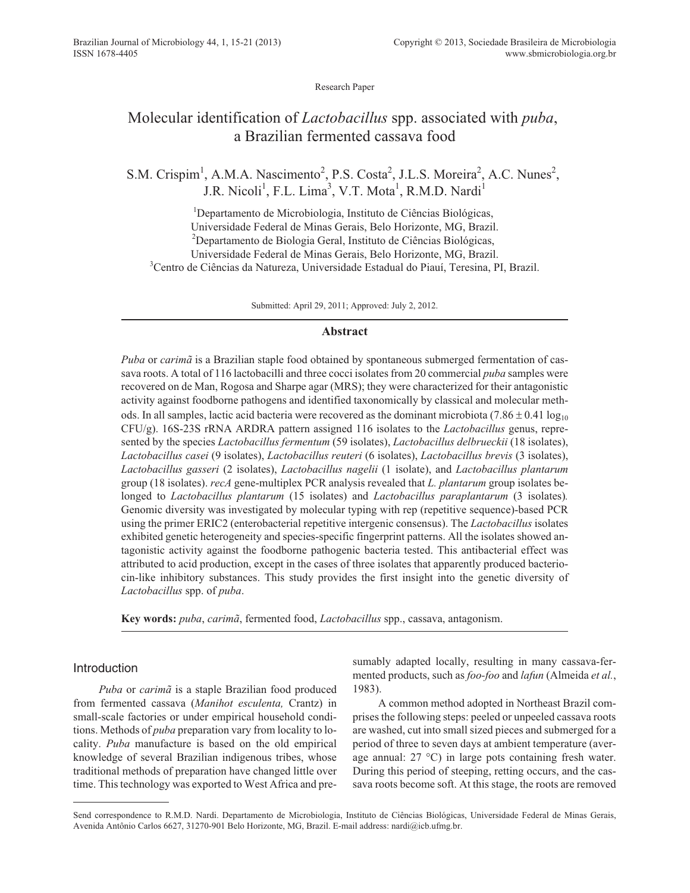Research Paper

# Molecular identification of *Lactobacillus* spp. associated with *puba*, a Brazilian fermented cassava food

S.M. Crispim[1], A.M.A. Nascimento[2], P.S. Costa[2], J.L.S. Moreira[2], A.C. Nunes[2], J.R. Nicoli[1], F.L. Lima[3], V.T. Mota[1], R.M.D. Nardi[1]

[1]Departamento de Microbiologia, Instituto de Ciências Biológicas, Universidade Federal de Minas Gerais, Belo Horizonte, MG, Brazil.
[2]Departamento de Biologia Geral, Instituto de Ciências Biológicas, Universidade Federal de Minas Gerais, Belo Horizonte, MG, Brazil.
[3]Centro de Ciências da Natureza, Universidade Estadual do Piauí, Teresina, PI, Brazil.

Submitted: April 29, 2011; Approved: July 2, 2012.

## Abstract

*Puba* or *carimã* is a Brazilian staple food obtained by spontaneous submerged fermentation of cassava roots. A total of 116 lactobacilli and three cocci isolates from 20 commercial *puba* samples were recovered on de Man, Rogosa and Sharpe agar (MRS); they were characterized for their antagonistic activity against foodborne pathogens and identified taxonomically by classical and molecular methods. In all samples, lactic acid bacteria were recovered as the dominant microbiota ($7.86 \pm 0.41 \log_{10}$ CFU/g). 16S-23S rRNA ARDRA pattern assigned 116 isolates to the *Lactobacillus* genus, represented by the species *Lactobacillus fermentum* (59 isolates), *Lactobacillus delbrueckii* (18 isolates), *Lactobacillus casei* (9 isolates), *Lactobacillus reuteri* (6 isolates), *Lactobacillus brevis* (3 isolates), *Lactobacillus gasseri* (2 isolates), *Lactobacillus nagelii* (1 isolate), and *Lactobacillus plantarum* group (18 isolates). *recA* gene-multiplex PCR analysis revealed that *L. plantarum* group isolates belonged to *Lactobacillus plantarum* (15 isolates) and *Lactobacillus paraplantarum* (3 isolates). Genomic diversity was investigated by molecular typing with rep (repetitive sequence)-based PCR using the primer ERIC2 (enterobacterial repetitive intergenic consensus). The *Lactobacillus* isolates exhibited genetic heterogeneity and species-specific fingerprint patterns. All the isolates showed antagonistic activity against the foodborne pathogenic bacteria tested. This antibacterial effect was attributed to acid production, except in the cases of three isolates that apparently produced bacteriocin-like inhibitory substances. This study provides the first insight into the genetic diversity of *Lactobacillus* spp. of *puba*.

**Key words:** *puba*, *carimã*, fermented food, *Lactobacillus* spp., cassava, antagonism.

## Introduction

*Puba* or *carimã* is a staple Brazilian food produced from fermented cassava (*Manihot esculenta,* Crantz) in small-scale factories or under empirical household conditions. Methods of *puba* preparation vary from locality to locality. *Puba* manufacture is based on the old empirical knowledge of several Brazilian indigenous tribes, whose traditional methods of preparation have changed little over time. This technology was exported to West Africa and presumably adapted locally, resulting in many cassava-fermented products, such as *foo-foo* and *lafun* (Almeida *et al.*, 1983).

A common method adopted in Northeast Brazil comprises the following steps: peeled or unpeeled cassava roots are washed, cut into small sized pieces and submerged for a period of three to seven days at ambient temperature (average annual: 27 °C) in large pots containing fresh water. During this period of steeping, retting occurs, and the cassava roots become soft. At this stage, the roots are removed

Send correspondence to R.M.D. Nardi. Departamento de Microbiologia, Instituto de Ciências Biológicas, Universidade Federal de Minas Gerais, Avenida Antônio Carlos 6627, 31270-901 Belo Horizonte, MG, Brazil. E-mail address: nardi@icb.ufmg.br.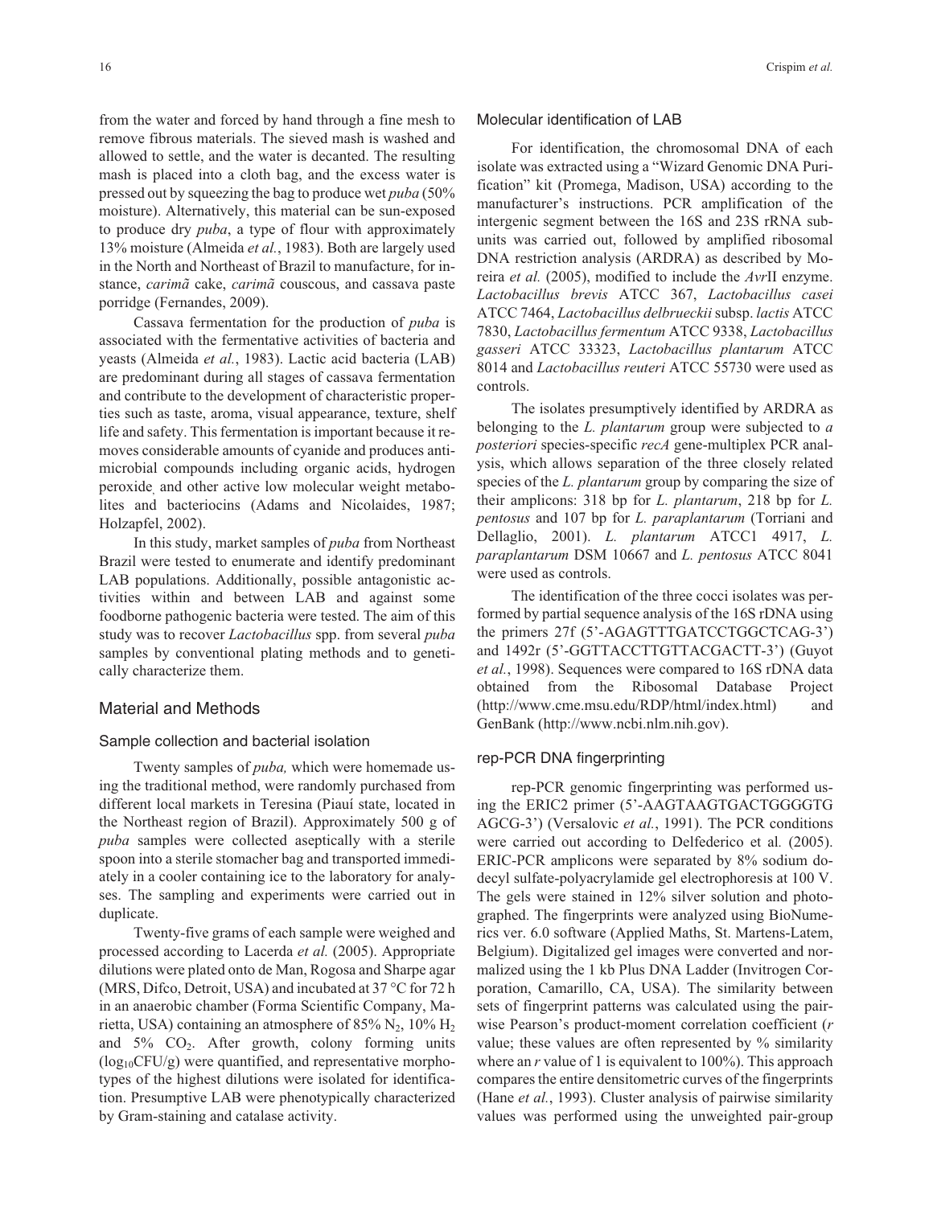from the water and forced by hand through a fine mesh to remove fibrous materials. The sieved mash is washed and allowed to settle, and the water is decanted. The resulting mash is placed into a cloth bag, and the excess water is pressed out by squeezing the bag to produce wet *puba* (50% moisture). Alternatively, this material can be sun-exposed to produce dry *puba*, a type of flour with approximately 13% moisture (Almeida *et al.*, 1983). Both are largely used in the North and Northeast of Brazil to manufacture, for instance, *carimã* cake, *carimã* couscous, and cassava paste porridge (Fernandes, 2009).

Cassava fermentation for the production of *puba* is associated with the fermentative activities of bacteria and yeasts (Almeida *et al.*, 1983). Lactic acid bacteria (LAB) are predominant during all stages of cassava fermentation and contribute to the development of characteristic properties such as taste, aroma, visual appearance, texture, shelf life and safety. This fermentation is important because it removes considerable amounts of cyanide and produces antimicrobial compounds including organic acids, hydrogen peroxide, and other active low molecular weight metabolites and bacteriocins (Adams and Nicolaides, 1987; Holzapfel, 2002).

In this study, market samples of *puba* from Northeast Brazil were tested to enumerate and identify predominant LAB populations. Additionally, possible antagonistic activities within and between LAB and against some foodborne pathogenic bacteria were tested. The aim of this study was to recover *Lactobacillus* spp. from several *puba* samples by conventional plating methods and to genetically characterize them.

## Material and Methods

### Sample collection and bacterial isolation

Twenty samples of *puba,* which were homemade using the traditional method, were randomly purchased from different local markets in Teresina (Piauí state, located in the Northeast region of Brazil). Approximately 500 g of *puba* samples were collected aseptically with a sterile spoon into a sterile stomacher bag and transported immediately in a cooler containing ice to the laboratory for analyses. The sampling and experiments were carried out in duplicate.

Twenty-five grams of each sample were weighed and processed according to Lacerda *et al.* (2005). Appropriate dilutions were plated onto de Man, Rogosa and Sharpe agar (MRS, Difco, Detroit, USA) and incubated at 37 °C for 72 h in an anaerobic chamber (Forma Scientific Company, Marietta, USA) containing an atmosphere of 85% $N_2$, 10% $H_2$ and 5% $CO_2$. After growth, colony forming units ($\log_{10}$CFU/g) were quantified, and representative morphotypes of the highest dilutions were isolated for identification. Presumptive LAB were phenotypically characterized by Gram-staining and catalase activity.

### Molecular identification of LAB

For identification, the chromosomal DNA of each isolate was extracted using a "Wizard Genomic DNA Purification" kit (Promega, Madison, USA) according to the manufacturer's instructions. PCR amplification of the intergenic segment between the 16S and 23S rRNA subunits was carried out, followed by amplified ribosomal DNA restriction analysis (ARDRA) as described by Moreira *et al.* (2005), modified to include the *Avr*II enzyme. *Lactobacillus brevis* ATCC 367, *Lactobacillus casei* ATCC 7464, *Lactobacillus delbrueckii* subsp. *lactis* ATCC 7830, *Lactobacillus fermentum* ATCC 9338, *Lactobacillus gasseri* ATCC 33323, *Lactobacillus plantarum* ATCC 8014 and *Lactobacillus reuteri* ATCC 55730 were used as controls.

The isolates presumptively identified by ARDRA as belonging to the *L. plantarum* group were subjected to *a posteriori* species-specific *recA* gene-multiplex PCR analysis, which allows separation of the three closely related species of the *L. plantarum* group by comparing the size of their amplicons: 318 bp for *L. plantarum*, 218 bp for *L. pentosus* and 107 bp for *L. paraplantarum* (Torriani and Dellaglio, 2001). *L. plantarum* ATCC1 4917, *L. paraplantarum* DSM 10667 and *L. pentosus* ATCC 8041 were used as controls.

The identification of the three cocci isolates was performed by partial sequence analysis of the 16S rDNA using the primers 27f (5'-AGAGTTTGATCCTGGCTCAG-3') and 1492r (5'-GGTTACCTTGTTACGACTT-3') (Guyot *et al.*, 1998). Sequences were compared to 16S rDNA data obtained from the Ribosomal Database Project (http://www.cme.msu.edu/RDP/html/index.html) and GenBank (http://www.ncbi.nlm.nih.gov).

### rep-PCR DNA fingerprinting

rep-PCR genomic fingerprinting was performed using the ERIC2 primer (5'-AAGTAAGTGACTGGGGTG AGCG-3') (Versalovic *et al.*, 1991). The PCR conditions were carried out according to Delfederico et al*.* (2005). ERIC-PCR amplicons were separated by 8% sodium dodecyl sulfate-polyacrylamide gel electrophoresis at 100 V. The gels were stained in 12% silver solution and photographed. The fingerprints were analyzed using BioNumerics ver. 6.0 software (Applied Maths, St. Martens-Latem, Belgium). Digitalized gel images were converted and normalized using the 1 kb Plus DNA Ladder (Invitrogen Corporation, Camarillo, CA, USA). The similarity between sets of fingerprint patterns was calculated using the pairwise Pearson's product-moment correlation coefficient (*r* value; these values are often represented by % similarity where an *r* value of 1 is equivalent to 100%). This approach compares the entire densitometric curves of the fingerprints (Hane *et al.*, 1993). Cluster analysis of pairwise similarity values was performed using the unweighted pair-group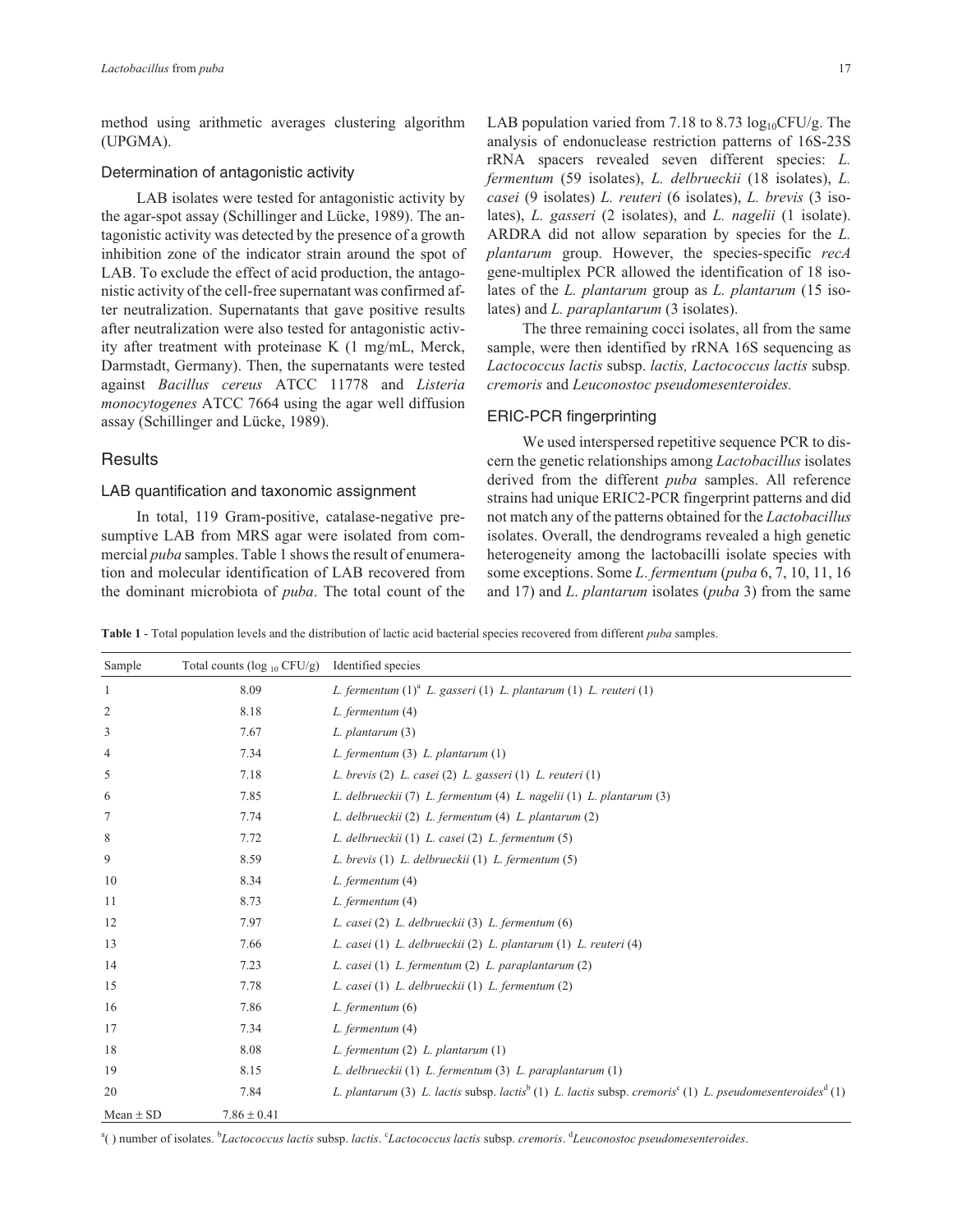method using arithmetic averages clustering algorithm (UPGMA).

### Determination of antagonistic activity

LAB isolates were tested for antagonistic activity by the agar-spot assay (Schillinger and Lücke, 1989). The antagonistic activity was detected by the presence of a growth inhibition zone of the indicator strain around the spot of LAB. To exclude the effect of acid production, the antagonistic activity of the cell-free supernatant was confirmed after neutralization. Supernatants that gave positive results after neutralization were also tested for antagonistic activity after treatment with proteinase K (1 mg/mL, Merck, Darmstadt, Germany). Then, the supernatants were tested against *Bacillus cereus* ATCC 11778 and *Listeria monocytogenes* ATCC 7664 using the agar well diffusion assay (Schillinger and Lücke, 1989).

## Results

### LAB quantification and taxonomic assignment

In total, 119 Gram-positive, catalase-negative presumptive LAB from MRS agar were isolated from commercial *puba* samples. Table 1 shows the result of enumeration and molecular identification of LAB recovered from the dominant microbiota of *puba*. The total count of the LAB population varied from 7.18 to 8.73 $\log_{10}$CFU/g. The analysis of endonuclease restriction patterns of 16S-23S rRNA spacers revealed seven different species: *L. fermentum* (59 isolates), *L. delbrueckii* (18 isolates), *L. casei* (9 isolates) *L. reuteri* (6 isolates), *L. brevis* (3 isolates), *L. gasseri* (2 isolates), and *L. nagelii* (1 isolate). ARDRA did not allow separation by species for the *L. plantarum* group. However, the species-specific *recA* gene-multiplex PCR allowed the identification of 18 isolates of the *L. plantarum* group as *L. plantarum* (15 isolates) and *L. paraplantarum* (3 isolates).

The three remaining cocci isolates, all from the same sample, were then identified by rRNA 16S sequencing as *Lactococcus lactis* subsp. *lactis, Lactococcus lactis* subsp*. cremoris* and *Leuconostoc pseudomesenteroides.*

### ERIC-PCR fingerprinting

We used interspersed repetitive sequence PCR to discern the genetic relationships among *Lactobacillus* isolates derived from the different *puba* samples. All reference strains had unique ERIC2-PCR fingerprint patterns and did not match any of the patterns obtained for the *Lactobacillus* isolates. Overall, the dendrograms revealed a high genetic heterogeneity among the lactobacilli isolate species with some exceptions. Some *L. fermentum* (*puba* 6, 7, 10, 11, 16 and 17) and *L. plantarum* isolates (*puba* 3) from the same

**Table 1** - Total population levels and the distribution of lactic acid bacterial species recovered from different *puba* samples.

| Sample | Total counts ($\log_{10}$ CFU/g) | Identified species |
|---|---|---|
| 1 | 8.09 | *L. fermentum* (1)[a] *L. gasseri* (1) *L. plantarum* (1) *L. reuteri* (1) |
| 2 | 8.18 | *L. fermentum* (4) |
| 3 | 7.67 | *L. plantarum* (3) |
| 4 | 7.34 | *L. fermentum* (3) *L. plantarum* (1) |
| 5 | 7.18 | *L. brevis* (2) *L. casei* (2) *L. gasseri* (1) *L. reuteri* (1) |
| 6 | 7.85 | *L. delbrueckii* (7) *L. fermentum* (4) *L. nagelii* (1) *L. plantarum* (3) |
| 7 | 7.74 | *L. delbrueckii* (2) *L. fermentum* (4) *L. plantarum* (2) |
| 8 | 7.72 | *L. delbrueckii* (1) *L. casei* (2) *L. fermentum* (5) |
| 9 | 8.59 | *L. brevis* (1) *L. delbrueckii* (1) *L. fermentum* (5) |
| 10 | 8.34 | *L. fermentum* (4) |
| 11 | 8.73 | *L. fermentum* (4) |
| 12 | 7.97 | *L. casei* (2) *L. delbrueckii* (3) *L. fermentum* (6) |
| 13 | 7.66 | *L. casei* (1) *L. delbrueckii* (2) *L. plantarum* (1) *L. reuteri* (4) |
| 14 | 7.23 | *L. casei* (1) *L. fermentum* (2) *L. paraplantarum* (2) |
| 15 | 7.78 | *L. casei* (1) *L. delbrueckii* (1) *L. fermentum* (2) |
| 16 | 7.86 | *L. fermentum* (6) |
| 17 | 7.34 | *L. fermentum* (4) |
| 18 | 8.08 | *L. fermentum* (2) *L. plantarum* (1) |
| 19 | 8.15 | *L. delbrueckii* (1) *L. fermentum* (3) *L. paraplantarum* (1) |
| 20 | 7.84 | *L. plantarum* (3) *L. lactis* subsp. *lactis*[b] (1) *L. lactis* subsp. *cremoris*[c] (1) *L. pseudomesenteroides*[d] (1) |
| Mean ± SD | 7.86 ± 0.41 | |

[a]( ) number of isolates. [b]*Lactococcus lactis* subsp. *lactis*. [c]*Lactococcus lactis* subsp. *cremoris*. [d]*Leuconostoc pseudomesenteroides*.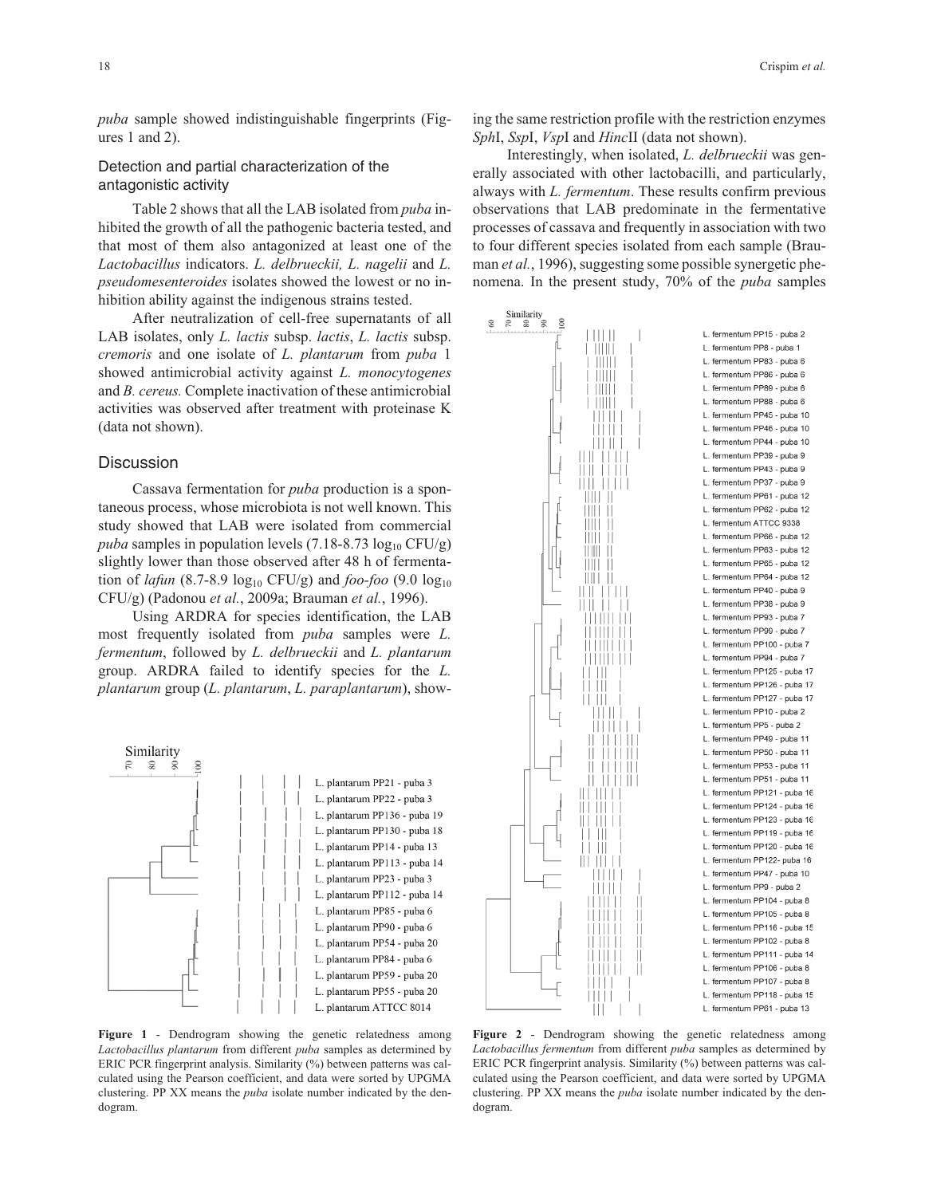*puba* sample showed indistinguishable fingerprints (Figures 1 and 2).

### Detection and partial characterization of the antagonistic activity

Table 2 shows that all the LAB isolated from *puba* inhibited the growth of all the pathogenic bacteria tested, and that most of them also antagonized at least one of the *Lactobacillus* indicators. *L. delbrueckii, L. nagelii* and *L. pseudomesenteroides* isolates showed the lowest or no inhibition ability against the indigenous strains tested.

After neutralization of cell-free supernatants of all LAB isolates, only *L. lactis* subsp. *lactis*, *L. lactis* subsp. *cremoris* and one isolate of *L. plantarum* from *puba* 1 showed antimicrobial activity against *L. monocytogenes* and *B. cereus.* Complete inactivation of these antimicrobial activities was observed after treatment with proteinase K (data not shown).

## Discussion

Cassava fermentation for *puba* production is a spontaneous process, whose microbiota is not well known. This study showed that LAB were isolated from commercial *puba* samples in population levels (7.18-8.73 $\log_{10}$ CFU/g) slightly lower than those observed after 48 h of fermentation of *lafun* (8.7-8.9 $\log_{10}$ CFU/g) and *foo-foo* (9.0 $\log_{10}$ CFU/g) (Padonou *et al.*, 2009a; Brauman *et al.*, 1996).

Using ARDRA for species identification, the LAB most frequently isolated from *puba* samples were *L. fermentum*, followed by *L. delbrueckii* and *L. plantarum* group. ARDRA failed to identify species for the *L. plantarum* group (*L. plantarum*, *L. paraplantarum*), showing the same restriction profile with the restriction enzymes *Sph*I, *Ssp*I, *Vsp*I and *Hinc*II (data not shown).

Interestingly, when isolated, *L. delbrueckii* was generally associated with other lactobacilli, and particularly, always with *L. fermentum*. These results confirm previous observations that LAB predominate in the fermentative processes of cassava and frequently in association with two to four different species isolated from each sample (Brauman *et al.*, 1996), suggesting some possible synergetic phenomena. In the present study, 70% of the *puba* samples

**Figure 1** - Dendrogram showing the genetic relatedness among *Lactobacillus plantarum* from different *puba* samples as determined by ERIC PCR fingerprint analysis. Similarity (%) between patterns was calculated using the Pearson coefficient, and data were sorted by UPGMA clustering. PP XX means the *puba* isolate number indicated by the dendogram.

**Figure 2** - Dendrogram showing the genetic relatedness among *Lactobacillus fermentum* from different *puba* samples as determined by ERIC PCR fingerprint analysis. Similarity (%) between patterns was calculated using the Pearson coefficient, and data were sorted by UPGMA clustering. PP XX means the *puba* isolate number indicated by the dendogram.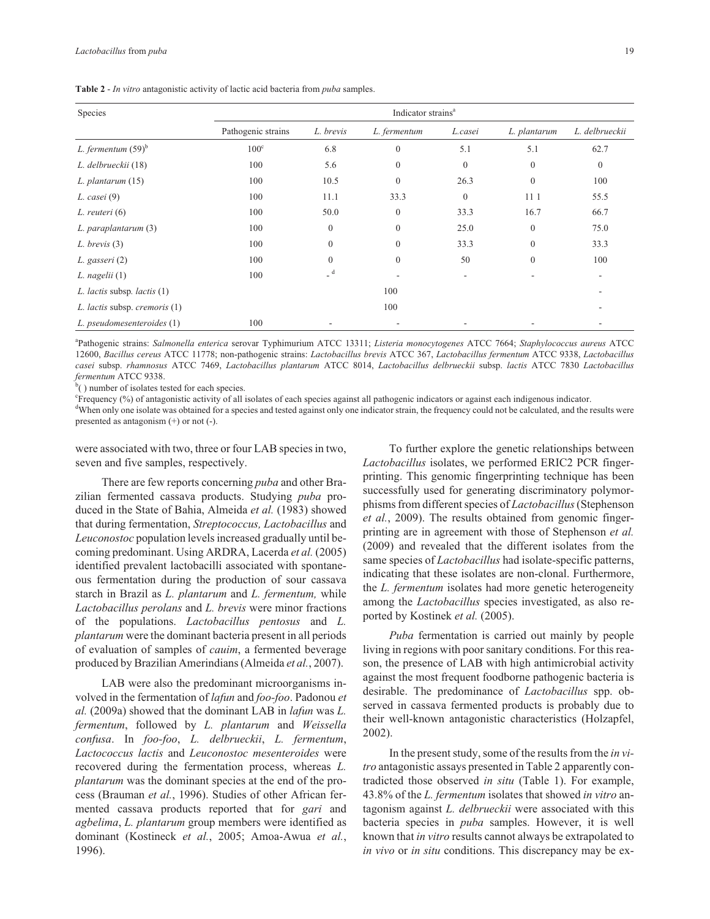**Table 2** - *In vitro* antagonistic activity of lactic acid bacteria from *puba* samples.

| Species | Indicator strains[a] | | | | | |
|---|---|---|---|---|---|---|
| | Pathogenic strains | *L. brevis* | *L. fermentum* | *L.casei* | *L. plantarum* | *L. delbrueckii* |
| *L. fermentum* (59)[b] | 100[c] | 6.8 | 0 | 5.1 | 5.1 | 62.7 |
| *L. delbrueckii* (18) | 100 | 5.6 | 0 | 0 | 0 | 0 |
| *L. plantarum* (15) | 100 | 10.5 | 0 | 26.3 | 0 | 100 |
| *L. casei* (9) | 100 | 11.1 | 33.3 | 0 | 11 1 | 55.5 |
| *L. reuteri* (6) | 100 | 50.0 | 0 | 33.3 | 16.7 | 66.7 |
| *L. paraplantarum* (3) | 100 | 0 | 0 | 25.0 | 0 | 75.0 |
| *L. brevis* (3) | 100 | 0 | 0 | 33.3 | 0 | 33.3 |
| *L. gasseri* (2) | 100 | 0 | 0 | 50 | 0 | 100 |
| *L. nagelii* (1) | 100 | -[d] | - | - | - | - |
| *L. lactis* subsp. *lactis* (1) | | | 100 | | | - |
| *L. lactis* subsp. *cremoris* (1) | | | 100 | | | - |
| *L. pseudomesenteroides* (1) | 100 | - | - | - | - | - |

[a]Pathogenic strains: *Salmonella enterica* serovar Typhimurium ATCC 13311; *Listeria monocytogenes* ATCC 7664; *Staphylococcus aureus* ATCC 12600, *Bacillus cereus* ATCC 11778; non-pathogenic strains: *Lactobacillus brevis* ATCC 367, *Lactobacillus fermentum* ATCC 9338, *Lactobacillus casei* subsp. *rhamnosus* ATCC 7469, *Lactobacillus plantarum* ATCC 8014, *Lactobacillus delbrueckii* subsp. *lactis* ATCC 7830 *Lactobacillus fermentum* ATCC 9338.

[b]( ) number of isolates tested for each species.

[c]Frequency (%) of antagonistic activity of all isolates of each species against all pathogenic indicators or against each indigenous indicator.

[d]When only one isolate was obtained for a species and tested against only one indicator strain, the frequency could not be calculated, and the results were presented as antagonism (+) or not (-).

were associated with two, three or four LAB species in two, seven and five samples, respectively.

There are few reports concerning *puba* and other Brazilian fermented cassava products. Studying *puba* produced in the State of Bahia, Almeida *et al.* (1983) showed that during fermentation, *Streptococcus, Lactobacillus* and *Leuconostoc* population levels increased gradually until becoming predominant. Using ARDRA, Lacerda *et al.* (2005) identified prevalent lactobacilli associated with spontaneous fermentation during the production of sour cassava starch in Brazil as *L. plantarum* and *L. fermentum,* while *Lactobacillus perolans* and *L. brevis* were minor fractions of the populations. *Lactobacillus pentosus* and *L. plantarum* were the dominant bacteria present in all periods of evaluation of samples of *cauim*, a fermented beverage produced by Brazilian Amerindians (Almeida *et al.*, 2007).

LAB were also the predominant microorganisms involved in the fermentation of *lafun* and *foo-foo*. Padonou *et al.* (2009a) showed that the dominant LAB in *lafun* was *L. fermentum*, followed by *L. plantarum* and *Weissella confusa*. In *foo-foo*, *L. delbrueckii*, *L. fermentum*, *Lactococcus lactis* and *Leuconostoc mesenteroides* were recovered during the fermentation process, whereas *L. plantarum* was the dominant species at the end of the process (Brauman *et al.*, 1996). Studies of other African fermented cassava products reported that for *gari* and *agbelima*, *L. plantarum* group members were identified as dominant (Kostineck *et al.*, 2005; Amoa-Awua *et al.*, 1996).

To further explore the genetic relationships between *Lactobacillus* isolates, we performed ERIC2 PCR fingerprinting. This genomic fingerprinting technique has been successfully used for generating discriminatory polymorphisms from different species of *Lactobacillus* (Stephenson *et al.*, 2009). The results obtained from genomic fingerprinting are in agreement with those of Stephenson *et al.* (2009) and revealed that the different isolates from the same species of *Lactobacillus* had isolate-specific patterns, indicating that these isolates are non-clonal. Furthermore, the *L. fermentum* isolates had more genetic heterogeneity among the *Lactobacillus* species investigated, as also reported by Kostinek *et al.* (2005).

*Puba* fermentation is carried out mainly by people living in regions with poor sanitary conditions. For this reason, the presence of LAB with high antimicrobial activity against the most frequent foodborne pathogenic bacteria is desirable. The predominance of *Lactobacillus* spp. observed in cassava fermented products is probably due to their well-known antagonistic characteristics (Holzapfel, 2002).

In the present study, some of the results from the *in vitro* antagonistic assays presented in Table 2 apparently contradicted those observed *in situ* (Table 1). For example, 43.8% of the *L. fermentum* isolates that showed *in vitro* antagonism against *L. delbrueckii* were associated with this bacteria species in *puba* samples. However, it is well known that *in vitro* results cannot always be extrapolated to *in vivo* or *in situ* conditions. This discrepancy may be ex-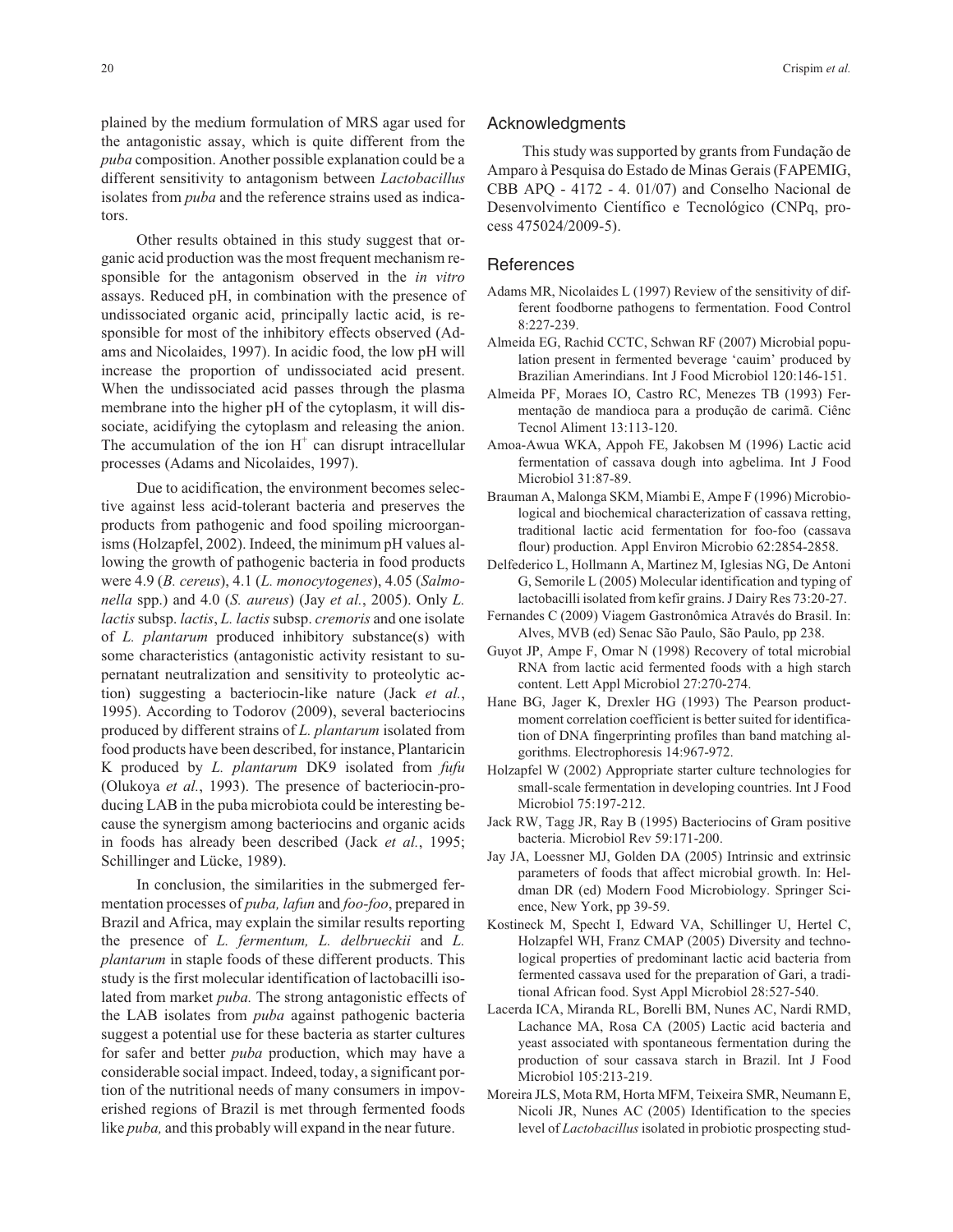plained by the medium formulation of MRS agar used for the antagonistic assay, which is quite different from the *puba* composition. Another possible explanation could be a different sensitivity to antagonism between *Lactobacillus* isolates from *puba* and the reference strains used as indicators.

Other results obtained in this study suggest that organic acid production was the most frequent mechanism responsible for the antagonism observed in the *in vitro* assays. Reduced pH, in combination with the presence of undissociated organic acid, principally lactic acid, is responsible for most of the inhibitory effects observed (Adams and Nicolaides, 1997). In acidic food, the low pH will increase the proportion of undissociated acid present. When the undissociated acid passes through the plasma membrane into the higher pH of the cytoplasm, it will dissociate, acidifying the cytoplasm and releasing the anion. The accumulation of the ion $H^+$ can disrupt intracellular processes (Adams and Nicolaides, 1997).

Due to acidification, the environment becomes selective against less acid-tolerant bacteria and preserves the products from pathogenic and food spoiling microorganisms (Holzapfel, 2002). Indeed, the minimum pH values allowing the growth of pathogenic bacteria in food products were 4.9 (*B. cereus*), 4.1 (*L. monocytogenes*), 4.05 (*Salmonella* spp.) and 4.0 (*S. aureus*) (Jay *et al.*, 2005). Only *L. lactis* subsp. *lactis*, *L. lactis* subsp. *cremoris* and one isolate of *L. plantarum* produced inhibitory substance(s) with some characteristics (antagonistic activity resistant to supernatant neutralization and sensitivity to proteolytic action) suggesting a bacteriocin-like nature (Jack *et al.*, 1995). According to Todorov (2009), several bacteriocins produced by different strains of *L. plantarum* isolated from food products have been described, for instance, Plantaricin K produced by *L. plantarum* DK9 isolated from *fufu* (Olukoya *et al.*, 1993). The presence of bacteriocin-producing LAB in the puba microbiota could be interesting because the synergism among bacteriocins and organic acids in foods has already been described (Jack *et al.*, 1995; Schillinger and Lücke, 1989).

In conclusion, the similarities in the submerged fermentation processes of *puba, lafun* and *foo-foo*, prepared in Brazil and Africa, may explain the similar results reporting the presence of *L. fermentum, L. delbrueckii* and *L. plantarum* in staple foods of these different products. This study is the first molecular identification of lactobacilli isolated from market *puba.* The strong antagonistic effects of the LAB isolates from *puba* against pathogenic bacteria suggest a potential use for these bacteria as starter cultures for safer and better *puba* production, which may have a considerable social impact. Indeed, today, a significant portion of the nutritional needs of many consumers in impoverished regions of Brazil is met through fermented foods like *puba,* and this probably will expand in the near future.

## Acknowledgments

This study was supported by grants from Fundação de Amparo à Pesquisa do Estado de Minas Gerais (FAPEMIG, CBB APQ - 4172 - 4. 01/07) and Conselho Nacional de Desenvolvimento Científico e Tecnológico (CNPq, process 475024/2009-5).

## References

Adams MR, Nicolaides L (1997) Review of the sensitivity of different foodborne pathogens to fermentation. Food Control 8:227-239.

Almeida EG, Rachid CCTC, Schwan RF (2007) Microbial population present in fermented beverage 'cauim' produced by Brazilian Amerindians. Int J Food Microbiol 120:146-151.

Almeida PF, Moraes IO, Castro RC, Menezes TB (1993) Fermentação de mandioca para a produção de carimã. Ciênc Tecnol Aliment 13:113-120.

Amoa-Awua WKA, Appoh FE, Jakobsen M (1996) Lactic acid fermentation of cassava dough into agbelima. Int J Food Microbiol 31:87-89.

Brauman A, Malonga SKM, Miambi E, Ampe F (1996) Microbiological and biochemical characterization of cassava retting, traditional lactic acid fermentation for foo-foo (cassava flour) production. Appl Environ Microbio 62:2854-2858.

Delfederico L, Hollmann A, Martinez M, Iglesias NG, De Antoni G, Semorile L (2005) Molecular identification and typing of lactobacilli isolated from kefir grains. J Dairy Res 73:20-27.

Fernandes C (2009) Viagem Gastronômica Através do Brasil. In: Alves, MVB (ed) Senac São Paulo, São Paulo, pp 238.

Guyot JP, Ampe F, Omar N (1998) Recovery of total microbial RNA from lactic acid fermented foods with a high starch content. Lett Appl Microbiol 27:270-274.

Hane BG, Jager K, Drexler HG (1993) The Pearson product-moment correlation coefficient is better suited for identification of DNA fingerprinting profiles than band matching algorithms. Electrophoresis 14:967-972.

Holzapfel W (2002) Appropriate starter culture technologies for small-scale fermentation in developing countries. Int J Food Microbiol 75:197-212.

Jack RW, Tagg JR, Ray B (1995) Bacteriocins of Gram positive bacteria. Microbiol Rev 59:171-200.

Jay JA, Loessner MJ, Golden DA (2005) Intrinsic and extrinsic parameters of foods that affect microbial growth. In: Heldman DR (ed) Modern Food Microbiology. Springer Science, New York, pp 39-59.

Kostineck M, Specht I, Edward VA, Schillinger U, Hertel C, Holzapfel WH, Franz CMAP (2005) Diversity and technological properties of predominant lactic acid bacteria from fermented cassava used for the preparation of Gari, a traditional African food. Syst Appl Microbiol 28:527-540.

Lacerda ICA, Miranda RL, Borelli BM, Nunes AC, Nardi RMD, Lachance MA, Rosa CA (2005) Lactic acid bacteria and yeast associated with spontaneous fermentation during the production of sour cassava starch in Brazil. Int J Food Microbiol 105:213-219.

Moreira JLS, Mota RM, Horta MFM, Teixeira SMR, Neumann E, Nicoli JR, Nunes AC (2005) Identification to the species level of *Lactobacillus* isolated in probiotic prospecting stud-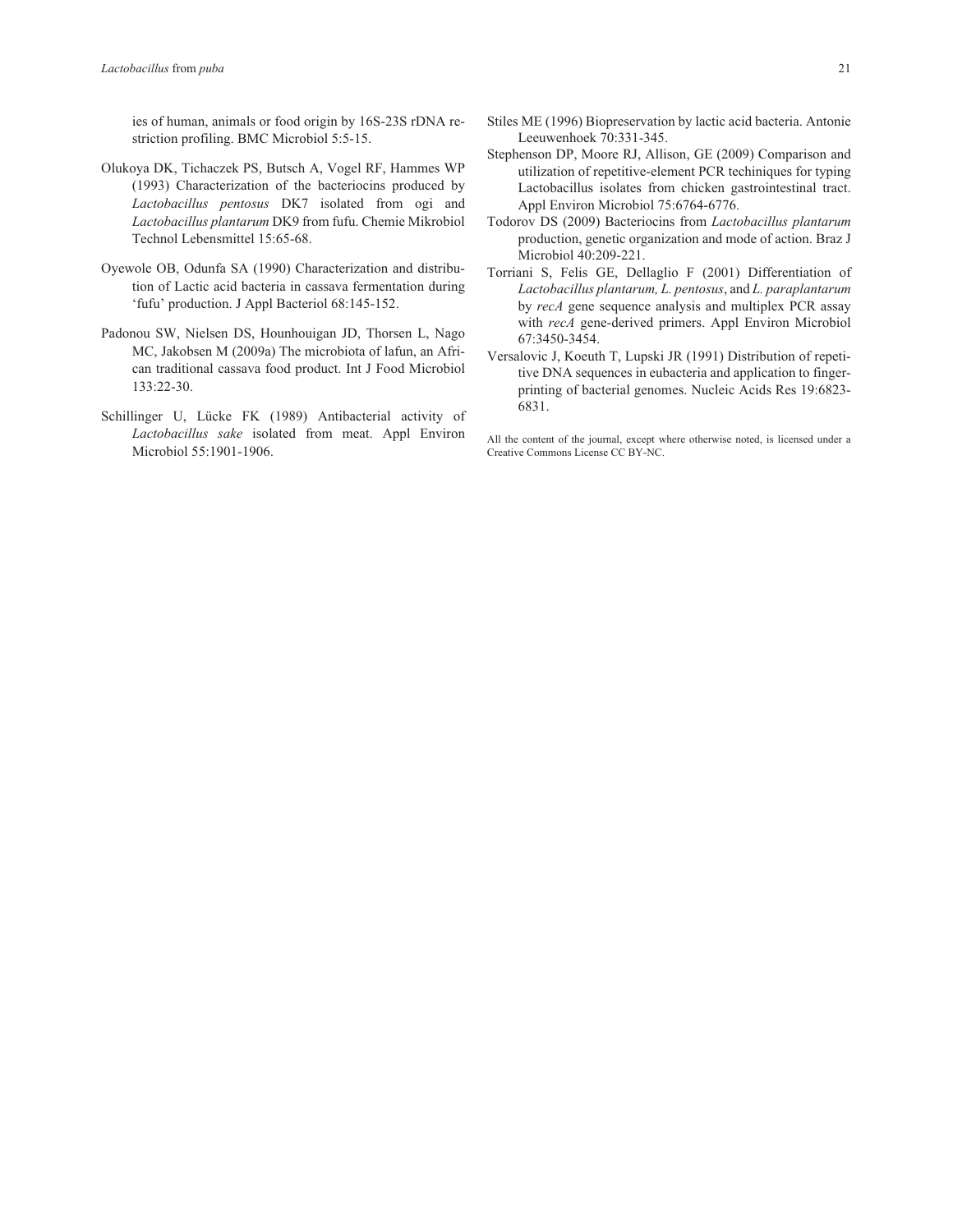ies of human, animals or food origin by 16S-23S rDNA restriction profiling. BMC Microbiol 5:5-15.

Olukoya DK, Tichaczek PS, Butsch A, Vogel RF, Hammes WP (1993) Characterization of the bacteriocins produced by *Lactobacillus pentosus* DK7 isolated from ogi and *Lactobacillus plantarum* DK9 from fufu. Chemie Mikrobiol Technol Lebensmittel 15:65-68.

Oyewole OB, Odunfa SA (1990) Characterization and distribution of Lactic acid bacteria in cassava fermentation during 'fufu' production. J Appl Bacteriol 68:145-152.

Padonou SW, Nielsen DS, Hounhouigan JD, Thorsen L, Nago MC, Jakobsen M (2009a) The microbiota of lafun, an African traditional cassava food product. Int J Food Microbiol 133:22-30.

Schillinger U, Lücke FK (1989) Antibacterial activity of *Lactobacillus sake* isolated from meat. Appl Environ Microbiol 55:1901-1906.

Stiles ME (1996) Biopreservation by lactic acid bacteria. Antonie Leeuwenhoek 70:331-345.

Stephenson DP, Moore RJ, Allison, GE (2009) Comparison and utilization of repetitive-element PCR techiniques for typing Lactobacillus isolates from chicken gastrointestinal tract. Appl Environ Microbiol 75:6764-6776.

Todorov DS (2009) Bacteriocins from *Lactobacillus plantarum* production, genetic organization and mode of action. Braz J Microbiol 40:209-221.

Torriani S, Felis GE, Dellaglio F (2001) Differentiation of *Lactobacillus plantarum, L. pentosus*, and *L. paraplantarum* by *recA* gene sequence analysis and multiplex PCR assay with *recA* gene-derived primers. Appl Environ Microbiol 67:3450-3454.

Versalovic J, Koeuth T, Lupski JR (1991) Distribution of repetitive DNA sequences in eubacteria and application to fingerprinting of bacterial genomes. Nucleic Acids Res 19:6823-6831.

All the content of the journal, except where otherwise noted, is licensed under a Creative Commons License CC BY-NC.